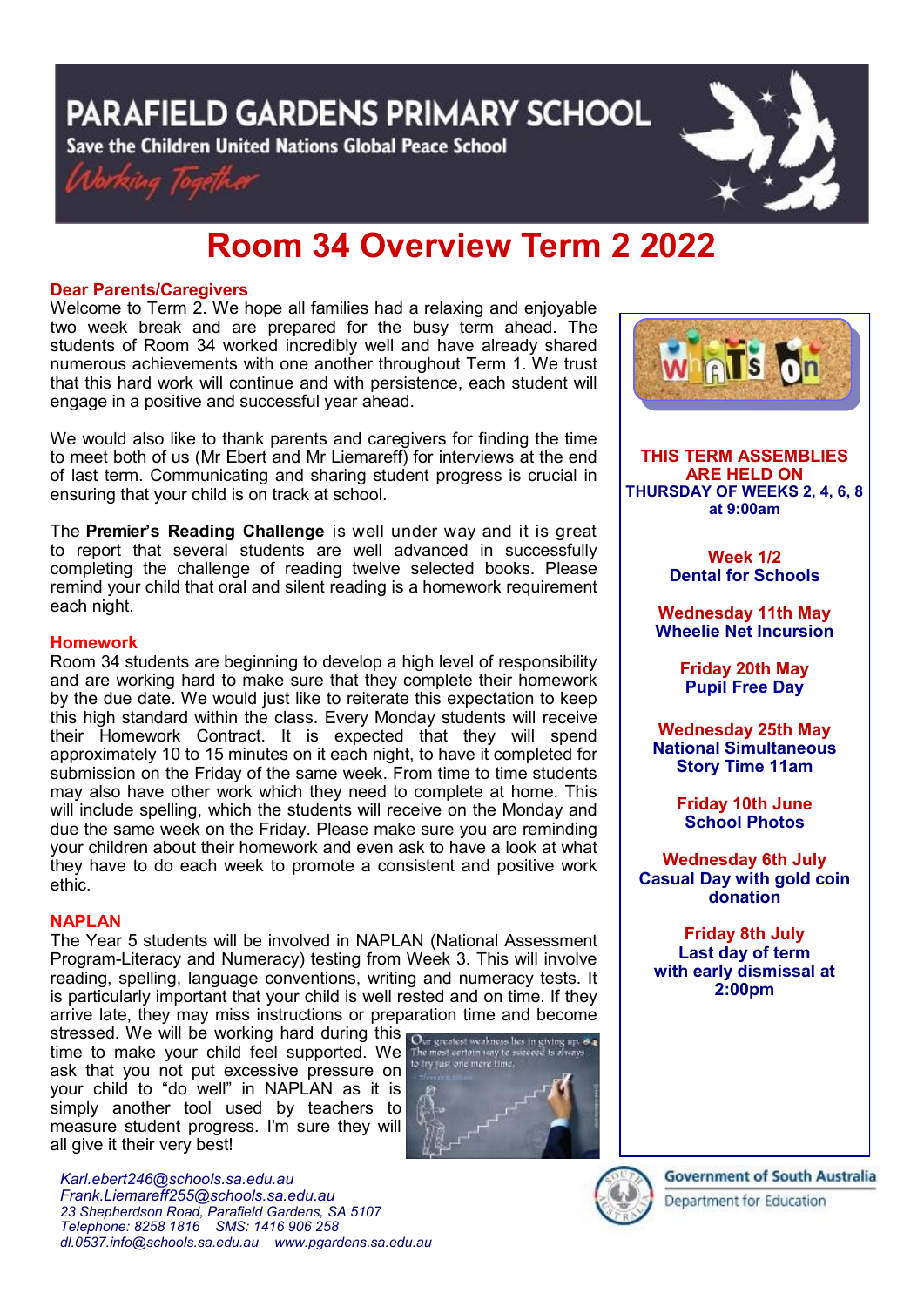# PARAFIELD GARDENS PRIMARY SCHOOL

Save the Children United Nations Global Peace School

*Working Together*

# Room 34 Overview Term 2 2022

**Dear Parents/Caregivers**

Welcome to Term 2. We hope all families had a relaxing and enjoyable two week break and are prepared for the busy term ahead. The students of Room 34 worked incredibly well and have already shared numerous achievements with one another throughout Term 1. We trust that this hard work will continue and with persistence, each student will engage in a positive and successful year ahead.

We would also like to thank parents and caregivers for finding the time to meet both of us (Mr Ebert and Mr Liemareff) for interviews at the end of last term. Communicating and sharing student progress is crucial in ensuring that your child is on track at school.

The **Premier's Reading Challenge** is well under way and it is great to report that several students are well advanced in successfully completing the challenge of reading twelve selected books. Please remind your child that oral and silent reading is a homework requirement each night.

## Homework

Room 34 students are beginning to develop a high level of responsibility and are working hard to make sure that they complete their homework by the due date. We would just like to reiterate this expectation to keep this high standard within the class. Every Monday students will receive their Homework Contract. It is expected that they will spend approximately 10 to 15 minutes on it each night, to have it completed for submission on the Friday of the same week. From time to time students may also have other work which they need to complete at home. This will include spelling, which the students will receive on the Monday and due the same week on the Friday. Please make sure you are reminding your children about their homework and even ask to have a look at what they have to do each week to promote a consistent and positive work ethic.

## NAPLAN

The Year 5 students will be involved in NAPLAN (National Assessment Program-Literacy and Numeracy) testing from Week 3. This will involve reading, spelling, language conventions, writing and numeracy tests. It is particularly important that your child is well rested and on time. If they arrive late, they may miss instructions or preparation time and become stressed. We will be working hard during this time to make your child feel supported. We ask that you not put excessive pressure on your child to "do well" in NAPLAN as it is simply another tool used by teachers to measure student progress. I'm sure they will all give it their very best!

*Our greatest weakness lies in giving up. The most certain way to succeed is always to try just one more time.*

## What's On

**THIS TERM ASSEMBLIES ARE HELD ON THURSDAY OF WEEKS 2, 4, 6, 8 at 9:00am**

**Week 1/2**
**Dental for Schools**

**Wednesday 11th May**
**Wheelie Net Incursion**

**Friday 20th May**
**Pupil Free Day**

**Wednesday 25th May**
**National Simultaneous Story Time 11am**

**Friday 10th June**
**School Photos**

**Wednesday 6th July**
**Casual Day with gold coin donation**

**Friday 8th July**
**Last day of term with early dismissal at 2:00pm**

*Karl.ebert246@schools.sa.edu.au*
*Frank.Liemareff255@schools.sa.edu.au*
*23 Shepherdson Road, Parafield Gardens, SA 5107*
*Telephone: 8258 1816 SMS: 1416 906 258*
*dl.0537.info@schools.sa.edu.au www.pgardens.sa.edu.au*

Government of South Australia
Department for Education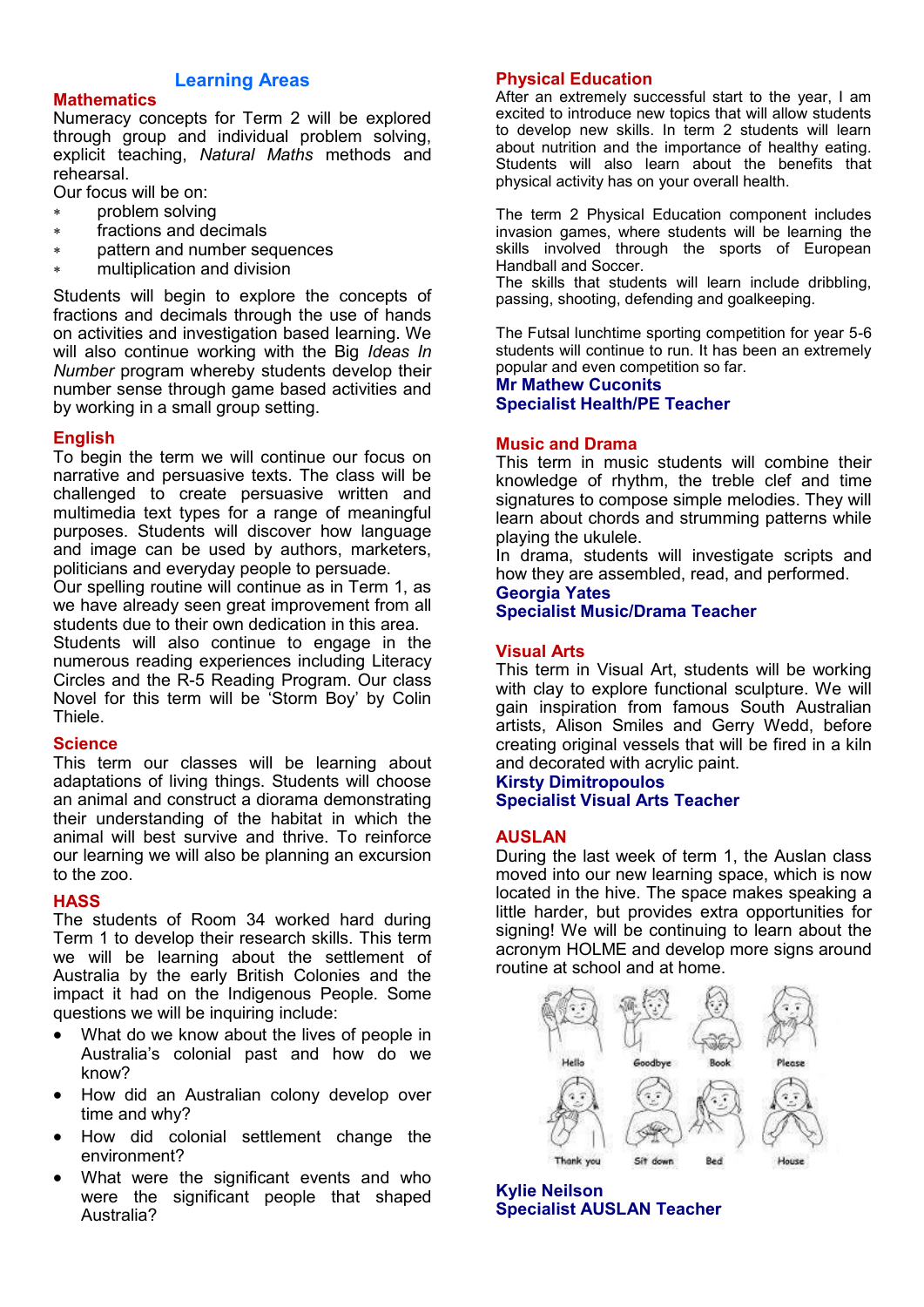## Learning Areas

### Mathematics

Numeracy concepts for Term 2 will be explored through group and individual problem solving, explicit teaching, *Natural Maths* methods and rehearsal.

Our focus will be on:

- problem solving
- fractions and decimals
- pattern and number sequences
- multiplication and division

Students will begin to explore the concepts of fractions and decimals through the use of hands on activities and investigation based learning. We will also continue working with the Big *Ideas In Number* program whereby students develop their number sense through game based activities and by working in a small group setting.

### English

To begin the term we will continue our focus on narrative and persuasive texts. The class will be challenged to create persuasive written and multimedia text types for a range of meaningful purposes. Students will discover how language and image can be used by authors, marketers, politicians and everyday people to persuade.

Our spelling routine will continue as in Term 1, as we have already seen great improvement from all students due to their own dedication in this area.

Students will also continue to engage in the numerous reading experiences including Literacy Circles and the R-5 Reading Program. Our class Novel for this term will be 'Storm Boy' by Colin Thiele.

### Science

This term our classes will be learning about adaptations of living things. Students will choose an animal and construct a diorama demonstrating their understanding of the habitat in which the animal will best survive and thrive. To reinforce our learning we will also be planning an excursion to the zoo.

### HASS

The students of Room 34 worked hard during Term 1 to develop their research skills. This term we will be learning about the settlement of Australia by the early British Colonies and the impact it had on the Indigenous People. Some questions we will be inquiring include:

- What do we know about the lives of people in Australia's colonial past and how do we know?
- How did an Australian colony develop over time and why?
- How did colonial settlement change the environment?
- What were the significant events and who were the significant people that shaped Australia?

### Physical Education

After an extremely successful start to the year, I am excited to introduce new topics that will allow students to develop new skills. In term 2 students will learn about nutrition and the importance of healthy eating. Students will also learn about the benefits that physical activity has on your overall health.

The term 2 Physical Education component includes invasion games, where students will be learning the skills involved through the sports of European Handball and Soccer.

The skills that students will learn include dribbling, passing, shooting, defending and goalkeeping.

The Futsal lunchtime sporting competition for year 5-6 students will continue to run. It has been an extremely popular and even competition so far.

**Mr Mathew Cuconits**
**Specialist Health/PE Teacher**

### Music and Drama

This term in music students will combine their knowledge of rhythm, the treble clef and time signatures to compose simple melodies. They will learn about chords and strumming patterns while playing the ukulele.

In drama, students will investigate scripts and how they are assembled, read, and performed.

**Georgia Yates**
**Specialist Music/Drama Teacher**

### Visual Arts

This term in Visual Art, students will be working with clay to explore functional sculpture. We will gain inspiration from famous South Australian artists, Alison Smiles and Gerry Wedd, before creating original vessels that will be fired in a kiln and decorated with acrylic paint.

**Kirsty Dimitropoulos**
**Specialist Visual Arts Teacher**

### AUSLAN

During the last week of term 1, the Auslan class moved into our new learning space, which is now located in the hive. The space makes speaking a little harder, but provides extra opportunities for signing! We will be continuing to learn about the acronym HOLME and develop more signs around routine at school and at home.

Hello
Goodbye
Book
Please
Thank you
Sit down
Bed
House

**Kylie Neilson**
**Specialist AUSLAN Teacher**